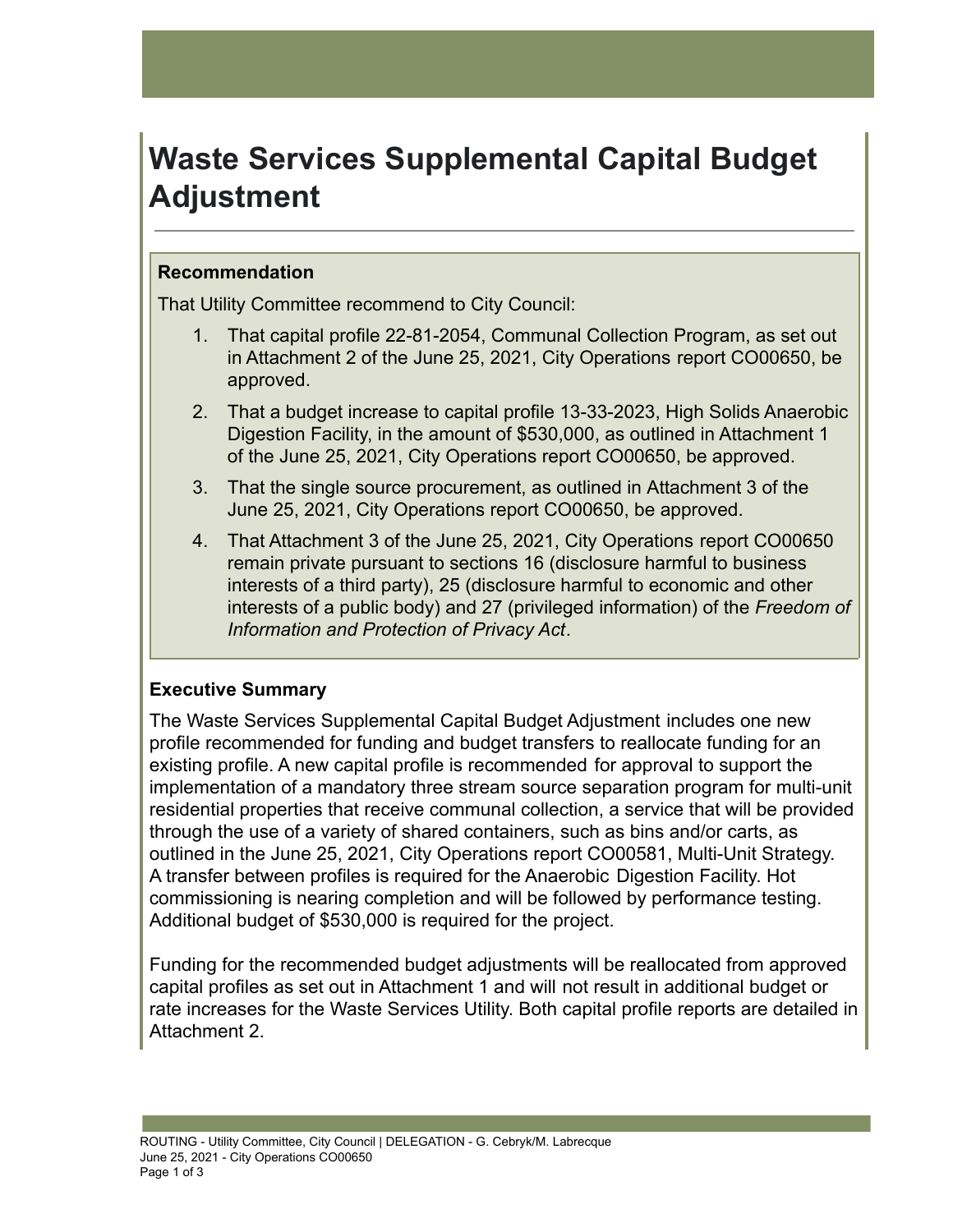# Waste Services Supplemental Capital Budget Adjustment

## Recommendation

That Utility Committee recommend to City Council:

1. That capital profile 22-81-2054, Communal Collection Program, as set out in Attachment 2 of the June 25, 2021, City Operations report CO00650, be approved.
2. That a budget increase to capital profile 13-33-2023, High Solids Anaerobic Digestion Facility, in the amount of $530,000, as outlined in Attachment 1 of the June 25, 2021, City Operations report CO00650, be approved.
3. That the single source procurement, as outlined in Attachment 3 of the June 25, 2021, City Operations report CO00650, be approved.
4. That Attachment 3 of the June 25, 2021, City Operations report CO00650 remain private pursuant to sections 16 (disclosure harmful to business interests of a third party), 25 (disclosure harmful to economic and other interests of a public body) and 27 (privileged information) of the *Freedom of Information and Protection of Privacy Act*.

## Executive Summary

The Waste Services Supplemental Capital Budget Adjustment includes one new profile recommended for funding and budget transfers to reallocate funding for an existing profile. A new capital profile is recommended for approval to support the implementation of a mandatory three stream source separation program for multi-unit residential properties that receive communal collection, a service that will be provided through the use of a variety of shared containers, such as bins and/or carts, as outlined in the June 25, 2021, City Operations report CO00581, Multi-Unit Strategy. A transfer between profiles is required for the Anaerobic Digestion Facility. Hot commissioning is nearing completion and will be followed by performance testing. Additional budget of $530,000 is required for the project.

Funding for the recommended budget adjustments will be reallocated from approved capital profiles as set out in Attachment 1 and will not result in additional budget or rate increases for the Waste Services Utility. Both capital profile reports are detailed in Attachment 2.

ROUTING - Utility Committee, City Council | DELEGATION - G. Cebryk/M. Labrecque
June 25, 2021 - City Operations CO00650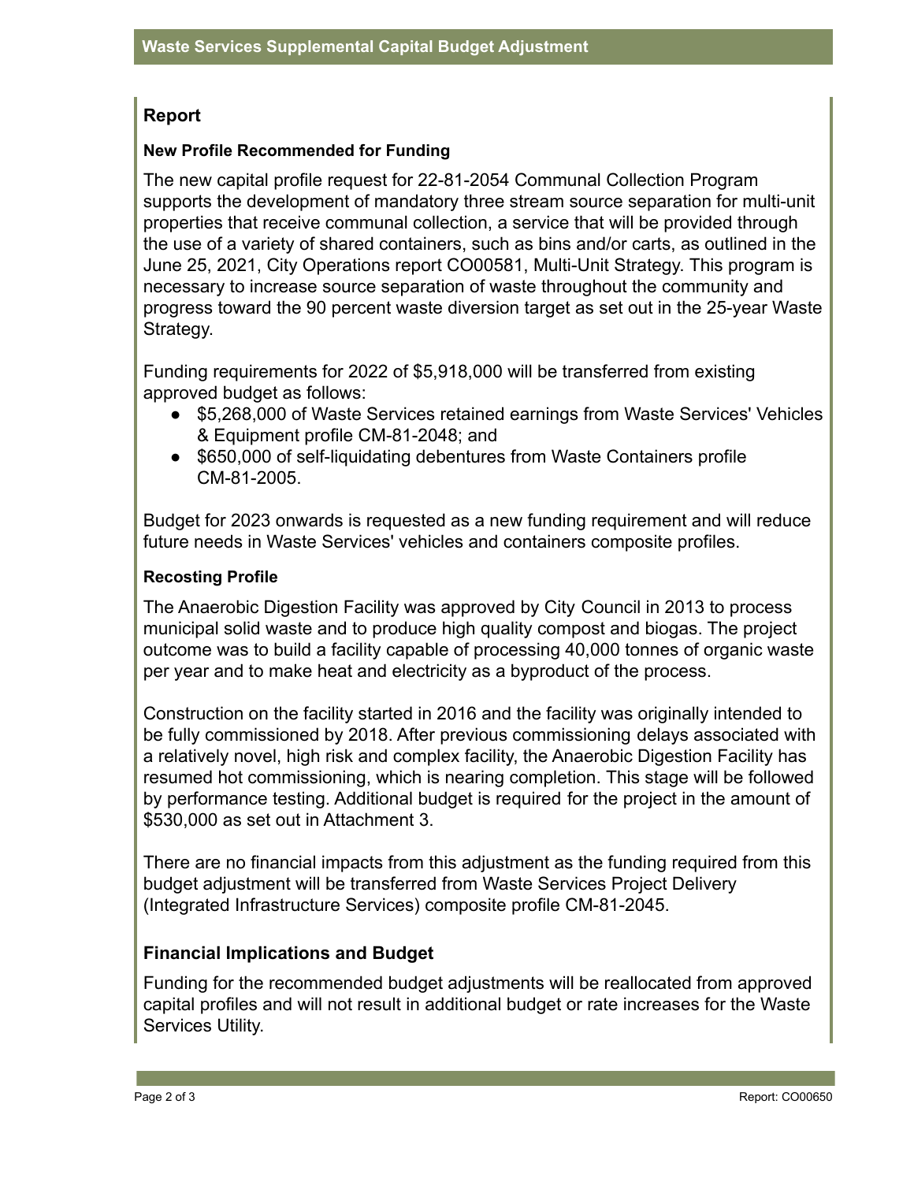## Report

### New Profile Recommended for Funding

The new capital profile request for 22-81-2054 Communal Collection Program supports the development of mandatory three stream source separation for multi-unit properties that receive communal collection, a service that will be provided through the use of a variety of shared containers, such as bins and/or carts, as outlined in the June 25, 2021, City Operations report CO00581, Multi-Unit Strategy. This program is necessary to increase source separation of waste throughout the community and progress toward the 90 percent waste diversion target as set out in the 25-year Waste Strategy.

Funding requirements for 2022 of $5,918,000 will be transferred from existing approved budget as follows:

- $5,268,000 of Waste Services retained earnings from Waste Services' Vehicles & Equipment profile CM-81-2048; and
- $650,000 of self-liquidating debentures from Waste Containers profile CM-81-2005.

Budget for 2023 onwards is requested as a new funding requirement and will reduce future needs in Waste Services' vehicles and containers composite profiles.

### Recosting Profile

The Anaerobic Digestion Facility was approved by City Council in 2013 to process municipal solid waste and to produce high quality compost and biogas. The project outcome was to build a facility capable of processing 40,000 tonnes of organic waste per year and to make heat and electricity as a byproduct of the process.

Construction on the facility started in 2016 and the facility was originally intended to be fully commissioned by 2018. After previous commissioning delays associated with a relatively novel, high risk and complex facility, the Anaerobic Digestion Facility has resumed hot commissioning, which is nearing completion. This stage will be followed by performance testing. Additional budget is required for the project in the amount of $530,000 as set out in Attachment 3.

There are no financial impacts from this adjustment as the funding required from this budget adjustment will be transferred from Waste Services Project Delivery (Integrated Infrastructure Services) composite profile CM-81-2045.

## Financial Implications and Budget

Funding for the recommended budget adjustments will be reallocated from approved capital profiles and will not result in additional budget or rate increases for the Waste Services Utility.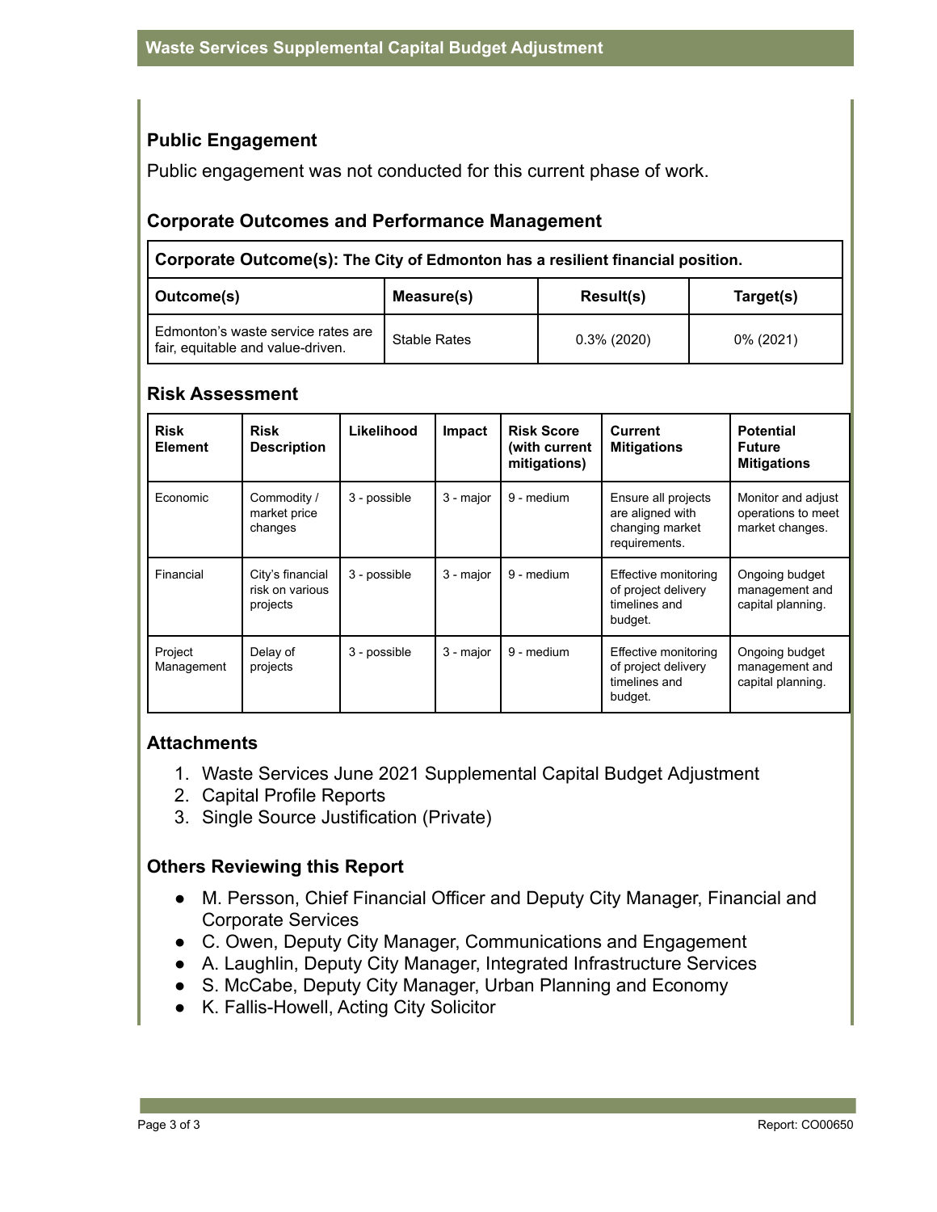### Public Engagement

Public engagement was not conducted for this current phase of work.

### Corporate Outcomes and Performance Management

| **Corporate Outcome(s):** The City of Edmonton has a resilient financial position. | | | |
|---|---|---|---|
| **Outcome(s)** | **Measure(s)** | **Result(s)** | **Target(s)** |
| Edmonton's waste service rates are fair, equitable and value-driven. | Stable Rates | 0.3% (2020) | 0% (2021) |

### Risk Assessment

| Risk Element | Risk Description | Likelihood | Impact | Risk Score (with current mitigations) | Current Mitigations | Potential Future Mitigations |
|---|---|---|---|---|---|---|
| Economic | Commodity / market price changes | 3 - possible | 3 - major | 9 - medium | Ensure all projects are aligned with changing market requirements. | Monitor and adjust operations to meet market changes. |
| Financial | City's financial risk on various projects | 3 - possible | 3 - major | 9 - medium | Effective monitoring of project delivery timelines and budget. | Ongoing budget management and capital planning. |
| Project Management | Delay of projects | 3 - possible | 3 - major | 9 - medium | Effective monitoring of project delivery timelines and budget. | Ongoing budget management and capital planning. |

### Attachments

1. Waste Services June 2021 Supplemental Capital Budget Adjustment
2. Capital Profile Reports
3. Single Source Justification (Private)

### Others Reviewing this Report

- M. Persson, Chief Financial Officer and Deputy City Manager, Financial and Corporate Services
- C. Owen, Deputy City Manager, Communications and Engagement
- A. Laughlin, Deputy City Manager, Integrated Infrastructure Services
- S. McCabe, Deputy City Manager, Urban Planning and Economy
- K. Fallis-Howell, Acting City Solicitor